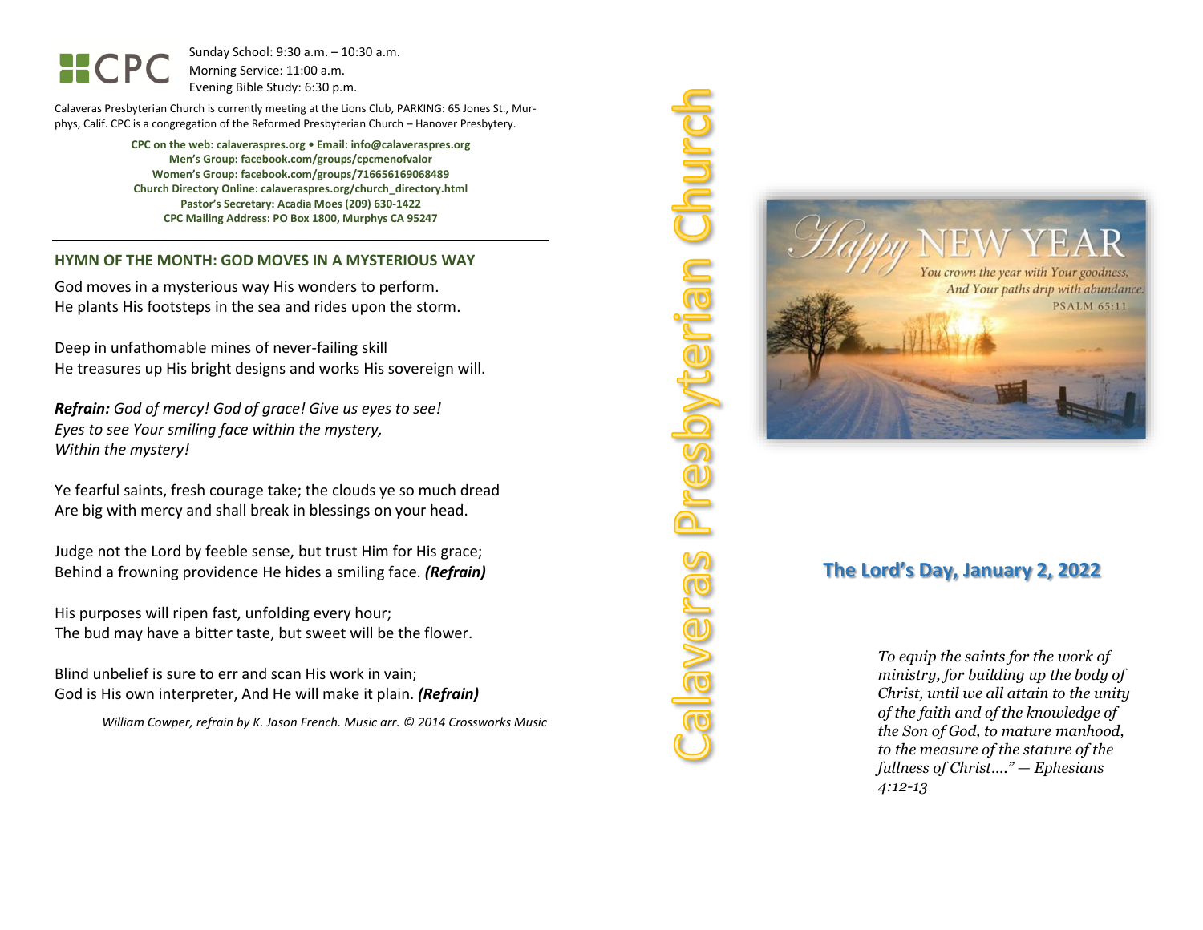CPC

Sunday School: 9:30 a.m. – 10:30 a.m.
Morning Service: 11:00 a.m.
Evening Bible Study: 6:30 p.m.

Calaveras Presbyterian Church is currently meeting at the Lions Club, PARKING: 65 Jones St., Murphys, Calif. CPC is a congregation of the Reformed Presbyterian Church – Hanover Presbytery.

**CPC on the web: calaveraspres.org • Email: info@calaveraspres.org**
**Men's Group: facebook.com/groups/cpcmenofvalor**
**Women's Group: facebook.com/groups/716656169068489**
**Church Directory Online: calaveraspres.org/church_directory.html**
**Pastor's Secretary: Acadia Moes (209) 630-1422**
**CPC Mailing Address: PO Box 1800, Murphys CA 95247**

---

## HYMN OF THE MONTH: GOD MOVES IN A MYSTERIOUS WAY

God moves in a mysterious way His wonders to perform.
He plants His footsteps in the sea and rides upon the storm.

Deep in unfathomable mines of never-failing skill
He treasures up His bright designs and works His sovereign will.

***Refrain:*** *God of mercy! God of grace! Give us eyes to see!*
*Eyes to see Your smiling face within the mystery,*
*Within the mystery!*

Ye fearful saints, fresh courage take; the clouds ye so much dread
Are big with mercy and shall break in blessings on your head.

Judge not the Lord by feeble sense, but trust Him for His grace;
Behind a frowning providence He hides a smiling face. ***(Refrain)***

His purposes will ripen fast, unfolding every hour;
The bud may have a bitter taste, but sweet will be the flower.

Blind unbelief is sure to err and scan His work in vain;
God is His own interpreter, And He will make it plain. ***(Refrain)***

*William Cowper, refrain by K. Jason French. Music arr. © 2014 Crossworks Music*

# Calaveras Presbyterian Church

Happy NEW YEAR
*You crown the year with Your goodness,*
*And Your paths drip with abundance.*
PSALM 65:11

## The Lord's Day, January 2, 2022

*To equip the saints for the work of ministry, for building up the body of Christ, until we all attain to the unity of the faith and of the knowledge of the Son of God, to mature manhood, to the measure of the stature of the fullness of Christ...." — Ephesians 4:12-13*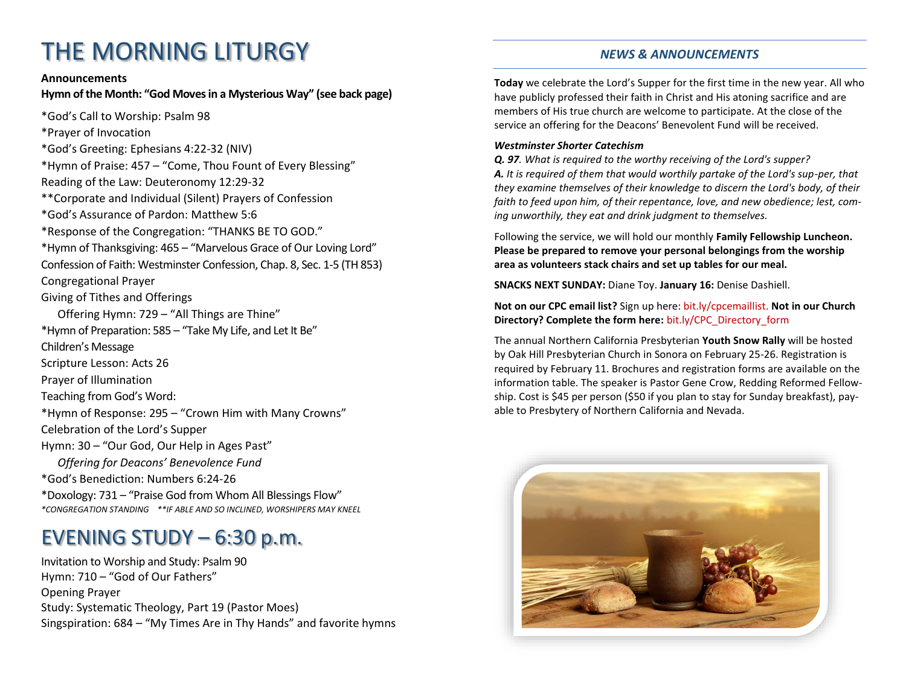# THE MORNING LITURGY

**Announcements**

**Hymn of the Month: "God Moves in a Mysterious Way" (see back page)**

*God's Call to Worship: Psalm 98
*Prayer of Invocation
*God's Greeting: Ephesians 4:22-32 (NIV)
*Hymn of Praise: 457 – "Come, Thou Fount of Every Blessing"
Reading of the Law: Deuteronomy 12:29-32
**Corporate and Individual (Silent) Prayers of Confession
*God's Assurance of Pardon: Matthew 5:6
*Response of the Congregation: "THANKS BE TO GOD."
*Hymn of Thanksgiving: 465 – "Marvelous Grace of Our Loving Lord"
Confession of Faith: Westminster Confession, Chap. 8, Sec. 1-5 (TH 853)
Congregational Prayer
Giving of Tithes and Offerings
    Offering Hymn: 729 – "All Things are Thine"
*Hymn of Preparation: 585 – "Take My Life, and Let It Be"
Children's Message
Scripture Lesson: Acts 26
Prayer of Illumination
Teaching from God's Word:
*Hymn of Response: 295 – "Crown Him with Many Crowns"
Celebration of the Lord's Supper
Hymn: 30 – "Our God, Our Help in Ages Past"
    *Offering for Deacons' Benevolence Fund*
*God's Benediction: Numbers 6:24-26
*Doxology: 731 – "Praise God from Whom All Blessings Flow"

*\*CONGREGATION STANDING    \*\*IF ABLE AND SO INCLINED, WORSHIPERS MAY KNEEL*

# EVENING STUDY – 6:30 p.m.

Invitation to Worship and Study: Psalm 90
Hymn: 710 – "God of Our Fathers"
Opening Prayer
Study: Systematic Theology, Part 19 (Pastor Moes)
Singspiration: 684 – "My Times Are in Thy Hands" and favorite hymns

## *NEWS & ANNOUNCEMENTS*

**Today** we celebrate the Lord's Supper for the first time in the new year. All who have publicly professed their faith in Christ and His atoning sacrifice and are members of His true church are welcome to participate. At the close of the service an offering for the Deacons' Benevolent Fund will be received.

***Westminster Shorter Catechism***

***Q. 97****. What is required to the worthy receiving of the Lord's supper?*

***A.*** *It is required of them that would worthily partake of the Lord's supper, that they examine themselves of their knowledge to discern the Lord's body, of their faith to feed upon him, of their repentance, love, and new obedience; lest, coming unworthily, they eat and drink judgment to themselves.*

Following the service, we will hold our monthly **Family Fellowship Luncheon. Please be prepared to remove your personal belongings from the worship area as volunteers stack chairs and set up tables for our meal.**

**SNACKS NEXT SUNDAY:** Diane Toy. **January 16:** Denise Dashiell.

**Not on our CPC email list?** Sign up here: bit.ly/cpcemaillist. **Not in our Church Directory? Complete the form here:** bit.ly/CPC_Directory_form

The annual Northern California Presbyterian **Youth Snow Rally** will be hosted by Oak Hill Presbyterian Church in Sonora on February 25-26. Registration is required by February 11. Brochures and registration forms are available on the information table. The speaker is Pastor Gene Crow, Redding Reformed Fellowship. Cost is $45 per person ($50 if you plan to stay for Sunday breakfast), payable to Presbytery of Northern California and Nevada.